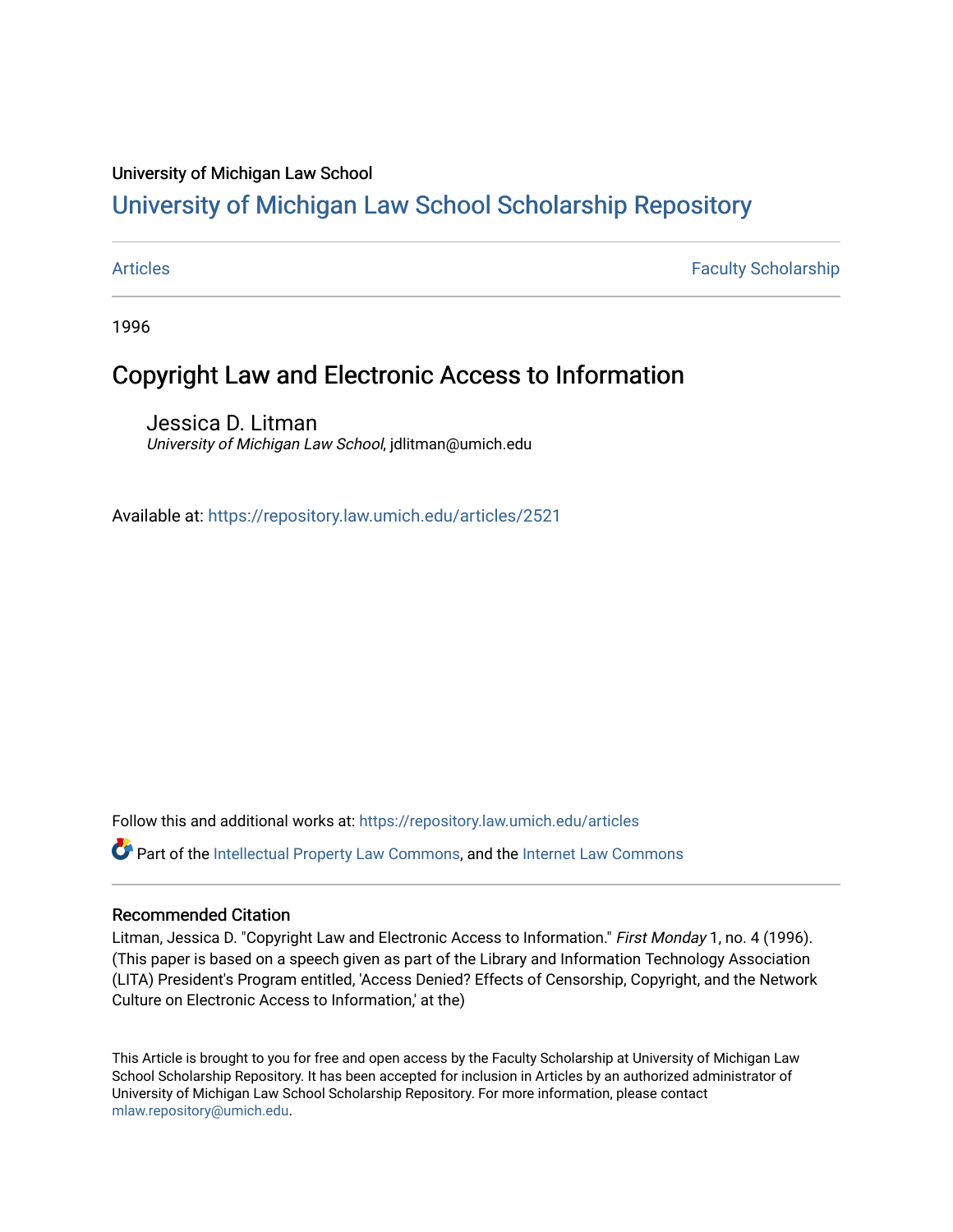University of Michigan Law School

# University of Michigan Law School Scholarship Repository

Articles | Faculty Scholarship

1996

## Copyright Law and Electronic Access to Information

Jessica D. Litman
*University of Michigan Law School*, jdlitman@umich.edu

Available at: https://repository.law.umich.edu/articles/2521

Follow this and additional works at: https://repository.law.umich.edu/articles

Part of the Intellectual Property Law Commons, and the Internet Law Commons

### Recommended Citation

Litman, Jessica D. "Copyright Law and Electronic Access to Information." *First Monday* 1, no. 4 (1996). (This paper is based on a speech given as part of the Library and Information Technology Association (LITA) President's Program entitled, 'Access Denied? Effects of Censorship, Copyright, and the Network Culture on Electronic Access to Information,' at the)

This Article is brought to you for free and open access by the Faculty Scholarship at University of Michigan Law School Scholarship Repository. It has been accepted for inclusion in Articles by an authorized administrator of University of Michigan Law School Scholarship Repository. For more information, please contact mlaw.repository@umich.edu.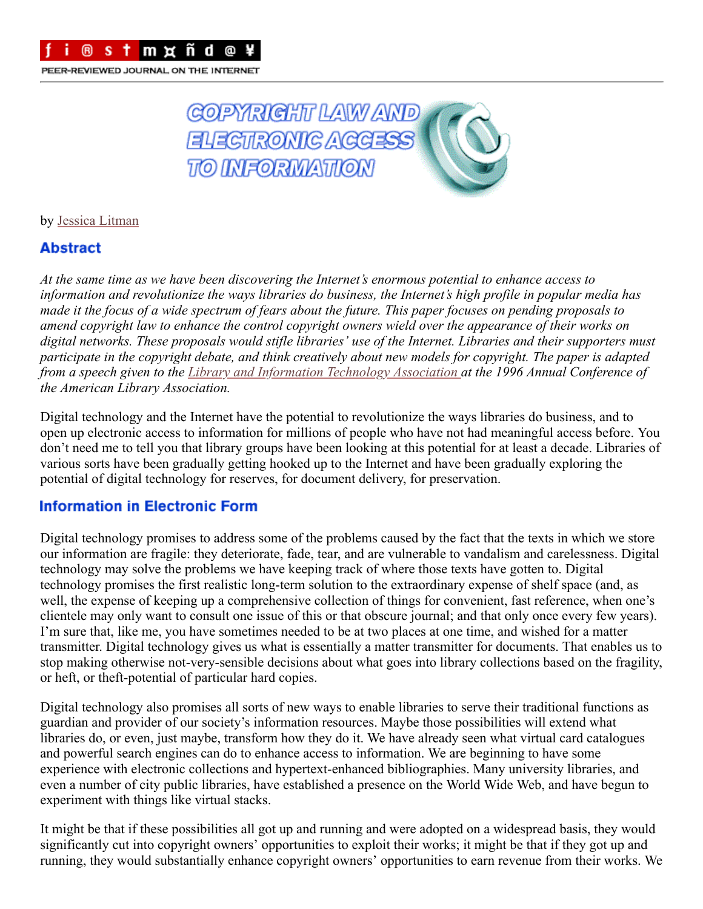# COPYRIGHT LAW AND ELECTRONIC ACCESS TO INFORMATION

by Jessica Litman

## Abstract

*At the same time as we have been discovering the Internet's enormous potential to enhance access to information and revolutionize the ways libraries do business, the Internet's high profile in popular media has made it the focus of a wide spectrum of fears about the future. This paper focuses on pending proposals to amend copyright law to enhance the control copyright owners wield over the appearance of their works on digital networks. These proposals would stifle libraries' use of the Internet. Libraries and their supporters must participate in the copyright debate, and think creatively about new models for copyright. The paper is adapted from a speech given to the Library and Information Technology Association at the 1996 Annual Conference of the American Library Association.*

Digital technology and the Internet have the potential to revolutionize the ways libraries do business, and to open up electronic access to information for millions of people who have not had meaningful access before. You don't need me to tell you that library groups have been looking at this potential for at least a decade. Libraries of various sorts have been gradually getting hooked up to the Internet and have been gradually exploring the potential of digital technology for reserves, for document delivery, for preservation.

## Information in Electronic Form

Digital technology promises to address some of the problems caused by the fact that the texts in which we store our information are fragile: they deteriorate, fade, tear, and are vulnerable to vandalism and carelessness. Digital technology may solve the problems we have keeping track of where those texts have gotten to. Digital technology promises the first realistic long-term solution to the extraordinary expense of shelf space (and, as well, the expense of keeping up a comprehensive collection of things for convenient, fast reference, when one's clientele may only want to consult one issue of this or that obscure journal; and that only once every few years). I'm sure that, like me, you have sometimes needed to be at two places at one time, and wished for a matter transmitter. Digital technology gives us what is essentially a matter transmitter for documents. That enables us to stop making otherwise not-very-sensible decisions about what goes into library collections based on the fragility, or heft, or theft-potential of particular hard copies.

Digital technology also promises all sorts of new ways to enable libraries to serve their traditional functions as guardian and provider of our society's information resources. Maybe those possibilities will extend what libraries do, or even, just maybe, transform how they do it. We have already seen what virtual card catalogues and powerful search engines can do to enhance access to information. We are beginning to have some experience with electronic collections and hypertext-enhanced bibliographies. Many university libraries, and even a number of city public libraries, have established a presence on the World Wide Web, and have begun to experiment with things like virtual stacks.

It might be that if these possibilities all got up and running and were adopted on a widespread basis, they would significantly cut into copyright owners' opportunities to exploit their works; it might be that if they got up and running, they would substantially enhance copyright owners' opportunities to earn revenue from their works. We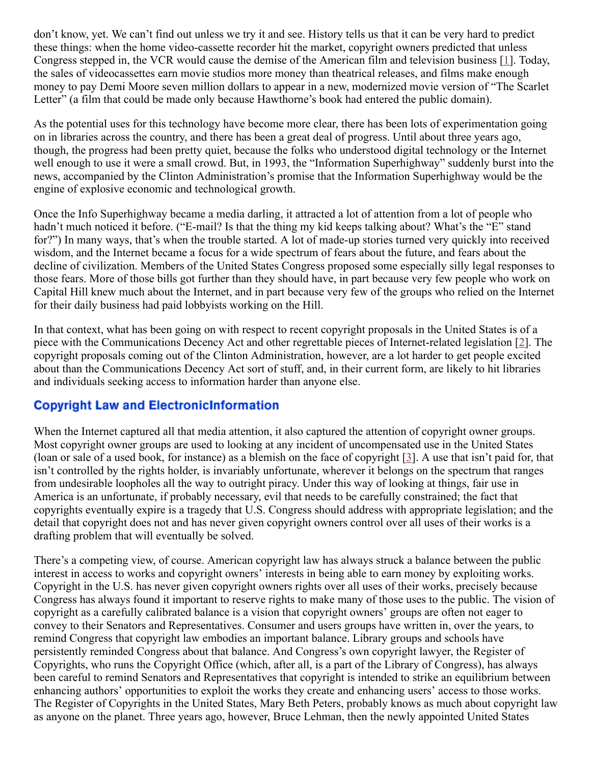don't know, yet. We can't find out unless we try it and see. History tells us that it can be very hard to predict these things: when the home video-cassette recorder hit the market, copyright owners predicted that unless Congress stepped in, the VCR would cause the demise of the American film and television business [1]. Today, the sales of videocassettes earn movie studios more money than theatrical releases, and films make enough money to pay Demi Moore seven million dollars to appear in a new, modernized movie version of "The Scarlet Letter" (a film that could be made only because Hawthorne's book had entered the public domain).

As the potential uses for this technology have become more clear, there has been lots of experimentation going on in libraries across the country, and there has been a great deal of progress. Until about three years ago, though, the progress had been pretty quiet, because the folks who understood digital technology or the Internet well enough to use it were a small crowd. But, in 1993, the "Information Superhighway" suddenly burst into the news, accompanied by the Clinton Administration's promise that the Information Superhighway would be the engine of explosive economic and technological growth.

Once the Info Superhighway became a media darling, it attracted a lot of attention from a lot of people who hadn't much noticed it before. ("E-mail? Is that the thing my kid keeps talking about? What's the "E" stand for?") In many ways, that's when the trouble started. A lot of made-up stories turned very quickly into received wisdom, and the Internet became a focus for a wide spectrum of fears about the future, and fears about the decline of civilization. Members of the United States Congress proposed some especially silly legal responses to those fears. More of those bills got further than they should have, in part because very few people who work on Capital Hill knew much about the Internet, and in part because very few of the groups who relied on the Internet for their daily business had paid lobbyists working on the Hill.

In that context, what has been going on with respect to recent copyright proposals in the United States is of a piece with the Communications Decency Act and other regrettable pieces of Internet-related legislation [2]. The copyright proposals coming out of the Clinton Administration, however, are a lot harder to get people excited about than the Communications Decency Act sort of stuff, and, in their current form, are likely to hit libraries and individuals seeking access to information harder than anyone else.

## Copyright Law and ElectronicInformation

When the Internet captured all that media attention, it also captured the attention of copyright owner groups. Most copyright owner groups are used to looking at any incident of uncompensated use in the United States (loan or sale of a used book, for instance) as a blemish on the face of copyright [3]. A use that isn't paid for, that isn't controlled by the rights holder, is invariably unfortunate, wherever it belongs on the spectrum that ranges from undesirable loopholes all the way to outright piracy. Under this way of looking at things, fair use in America is an unfortunate, if probably necessary, evil that needs to be carefully constrained; the fact that copyrights eventually expire is a tragedy that U.S. Congress should address with appropriate legislation; and the detail that copyright does not and has never given copyright owners control over all uses of their works is a drafting problem that will eventually be solved.

There's a competing view, of course. American copyright law has always struck a balance between the public interest in access to works and copyright owners' interests in being able to earn money by exploiting works. Copyright in the U.S. has never given copyright owners rights over all uses of their works, precisely because Congress has always found it important to reserve rights to make many of those uses to the public. The vision of copyright as a carefully calibrated balance is a vision that copyright owners' groups are often not eager to convey to their Senators and Representatives. Consumer and users groups have written in, over the years, to remind Congress that copyright law embodies an important balance. Library groups and schools have persistently reminded Congress about that balance. And Congress's own copyright lawyer, the Register of Copyrights, who runs the Copyright Office (which, after all, is a part of the Library of Congress), has always been careful to remind Senators and Representatives that copyright is intended to strike an equilibrium between enhancing authors' opportunities to exploit the works they create and enhancing users' access to those works. The Register of Copyrights in the United States, Mary Beth Peters, probably knows as much about copyright law as anyone on the planet. Three years ago, however, Bruce Lehman, then the newly appointed United States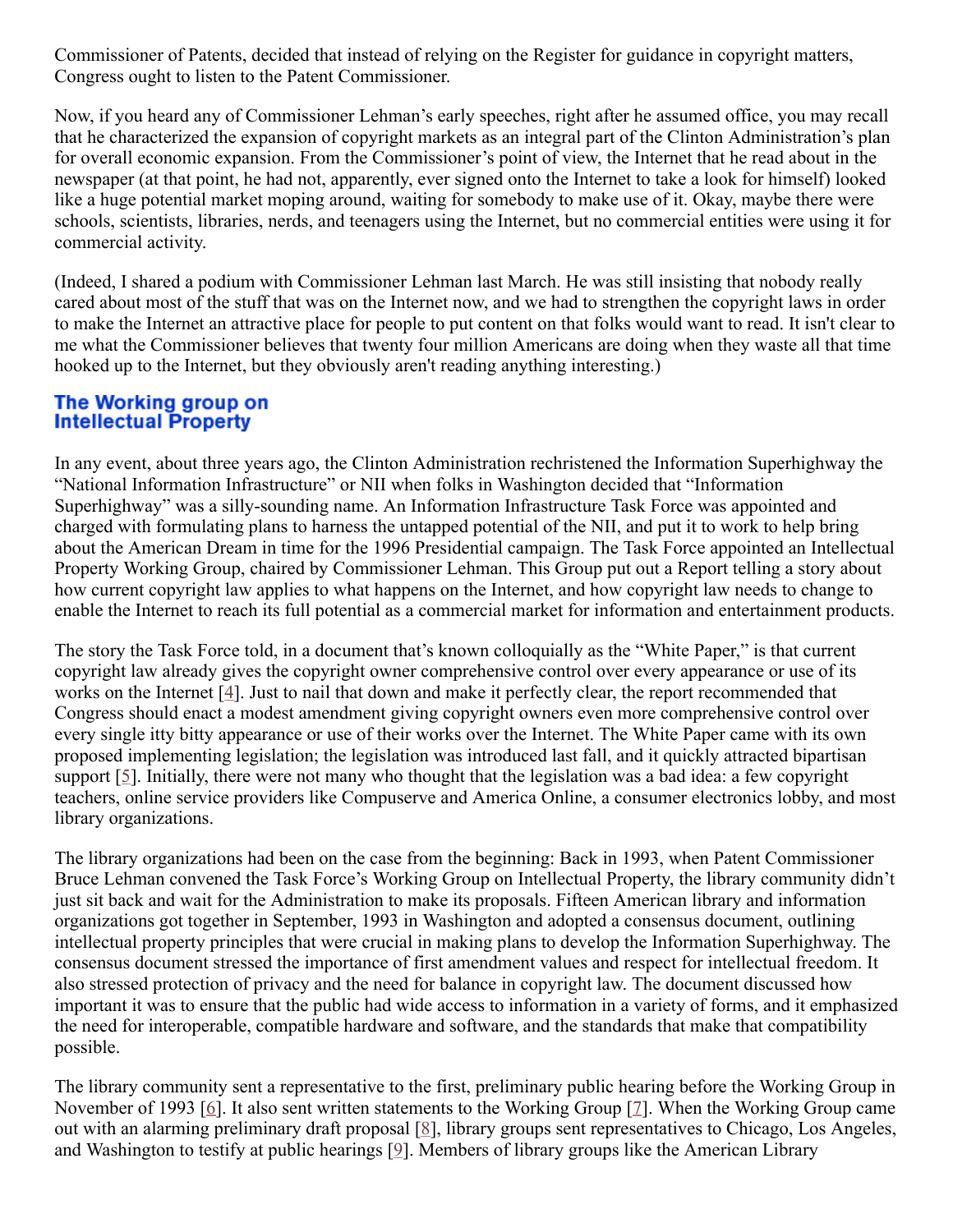Commissioner of Patents, decided that instead of relying on the Register for guidance in copyright matters, Congress ought to listen to the Patent Commissioner.

Now, if you heard any of Commissioner Lehman's early speeches, right after he assumed office, you may recall that he characterized the expansion of copyright markets as an integral part of the Clinton Administration's plan for overall economic expansion. From the Commissioner's point of view, the Internet that he read about in the newspaper (at that point, he had not, apparently, ever signed onto the Internet to take a look for himself) looked like a huge potential market moping around, waiting for somebody to make use of it. Okay, maybe there were schools, scientists, libraries, nerds, and teenagers using the Internet, but no commercial entities were using it for commercial activity.

(Indeed, I shared a podium with Commissioner Lehman last March. He was still insisting that nobody really cared about most of the stuff that was on the Internet now, and we had to strengthen the copyright laws in order to make the Internet an attractive place for people to put content on that folks would want to read. It isn't clear to me what the Commissioner believes that twenty four million Americans are doing when they waste all that time hooked up to the Internet, but they obviously aren't reading anything interesting.)

## The Working group on Intellectual Property

In any event, about three years ago, the Clinton Administration rechristened the Information Superhighway the "National Information Infrastructure" or NII when folks in Washington decided that "Information Superhighway" was a silly-sounding name. An Information Infrastructure Task Force was appointed and charged with formulating plans to harness the untapped potential of the NII, and put it to work to help bring about the American Dream in time for the 1996 Presidential campaign. The Task Force appointed an Intellectual Property Working Group, chaired by Commissioner Lehman. This Group put out a Report telling a story about how current copyright law applies to what happens on the Internet, and how copyright law needs to change to enable the Internet to reach its full potential as a commercial market for information and entertainment products.

The story the Task Force told, in a document that's known colloquially as the "White Paper," is that current copyright law already gives the copyright owner comprehensive control over every appearance or use of its works on the Internet [4]. Just to nail that down and make it perfectly clear, the report recommended that Congress should enact a modest amendment giving copyright owners even more comprehensive control over every single itty bitty appearance or use of their works over the Internet. The White Paper came with its own proposed implementing legislation; the legislation was introduced last fall, and it quickly attracted bipartisan support [5]. Initially, there were not many who thought that the legislation was a bad idea: a few copyright teachers, online service providers like Compuserve and America Online, a consumer electronics lobby, and most library organizations.

The library organizations had been on the case from the beginning: Back in 1993, when Patent Commissioner Bruce Lehman convened the Task Force's Working Group on Intellectual Property, the library community didn't just sit back and wait for the Administration to make its proposals. Fifteen American library and information organizations got together in September, 1993 in Washington and adopted a consensus document, outlining intellectual property principles that were crucial in making plans to develop the Information Superhighway. The consensus document stressed the importance of first amendment values and respect for intellectual freedom. It also stressed protection of privacy and the need for balance in copyright law. The document discussed how important it was to ensure that the public had wide access to information in a variety of forms, and it emphasized the need for interoperable, compatible hardware and software, and the standards that make that compatibility possible.

The library community sent a representative to the first, preliminary public hearing before the Working Group in November of 1993 [6]. It also sent written statements to the Working Group [7]. When the Working Group came out with an alarming preliminary draft proposal [8], library groups sent representatives to Chicago, Los Angeles, and Washington to testify at public hearings [9]. Members of library groups like the American Library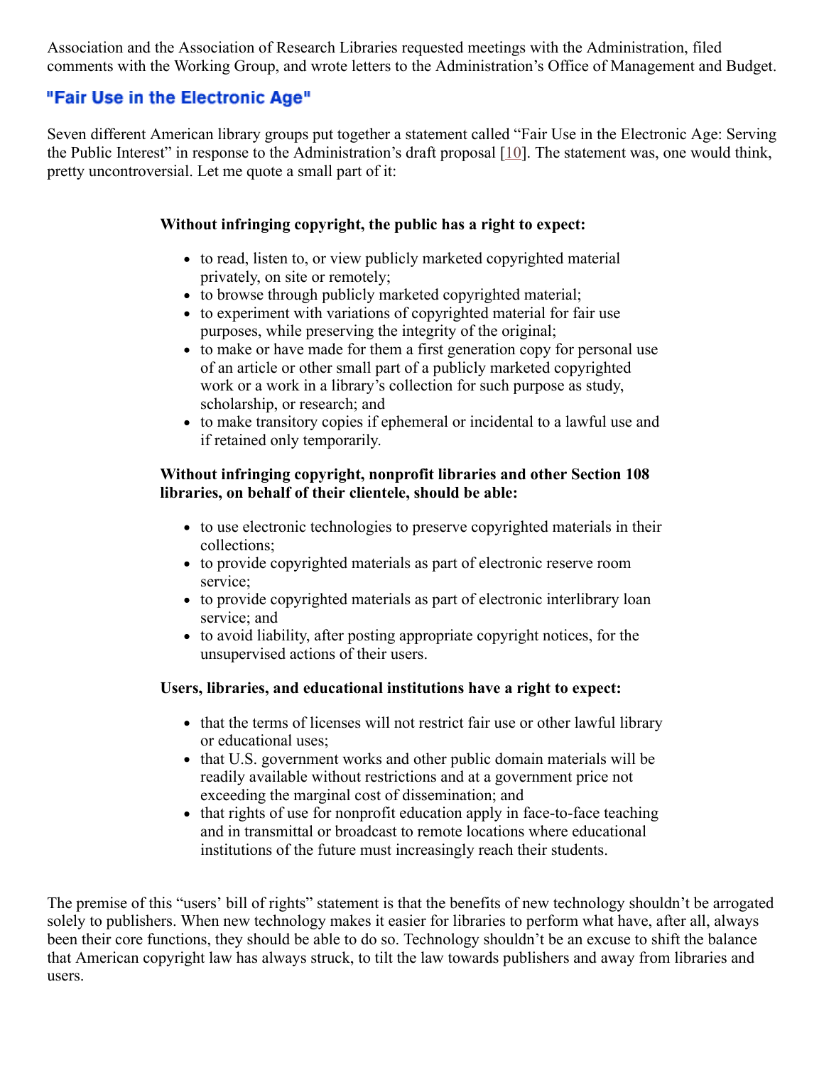Association and the Association of Research Libraries requested meetings with the Administration, filed comments with the Working Group, and wrote letters to the Administration's Office of Management and Budget.

## "Fair Use in the Electronic Age"

Seven different American library groups put together a statement called "Fair Use in the Electronic Age: Serving the Public Interest" in response to the Administration's draft proposal [10]. The statement was, one would think, pretty uncontroversial. Let me quote a small part of it:

> **Without infringing copyright, the public has a right to expect:**
>
> - to read, listen to, or view publicly marketed copyrighted material privately, on site or remotely;
> - to browse through publicly marketed copyrighted material;
> - to experiment with variations of copyrighted material for fair use purposes, while preserving the integrity of the original;
> - to make or have made for them a first generation copy for personal use of an article or other small part of a publicly marketed copyrighted work or a work in a library's collection for such purpose as study, scholarship, or research; and
> - to make transitory copies if ephemeral or incidental to a lawful use and if retained only temporarily.
>
> **Without infringing copyright, nonprofit libraries and other Section 108 libraries, on behalf of their clientele, should be able:**
>
> - to use electronic technologies to preserve copyrighted materials in their collections;
> - to provide copyrighted materials as part of electronic reserve room service;
> - to provide copyrighted materials as part of electronic interlibrary loan service; and
> - to avoid liability, after posting appropriate copyright notices, for the unsupervised actions of their users.
>
> **Users, libraries, and educational institutions have a right to expect:**
>
> - that the terms of licenses will not restrict fair use or other lawful library or educational uses;
> - that U.S. government works and other public domain materials will be readily available without restrictions and at a government price not exceeding the marginal cost of dissemination; and
> - that rights of use for nonprofit education apply in face-to-face teaching and in transmittal or broadcast to remote locations where educational institutions of the future must increasingly reach their students.

The premise of this "users' bill of rights" statement is that the benefits of new technology shouldn't be arrogated solely to publishers. When new technology makes it easier for libraries to perform what have, after all, always been their core functions, they should be able to do so. Technology shouldn't be an excuse to shift the balance that American copyright law has always struck, to tilt the law towards publishers and away from libraries and users.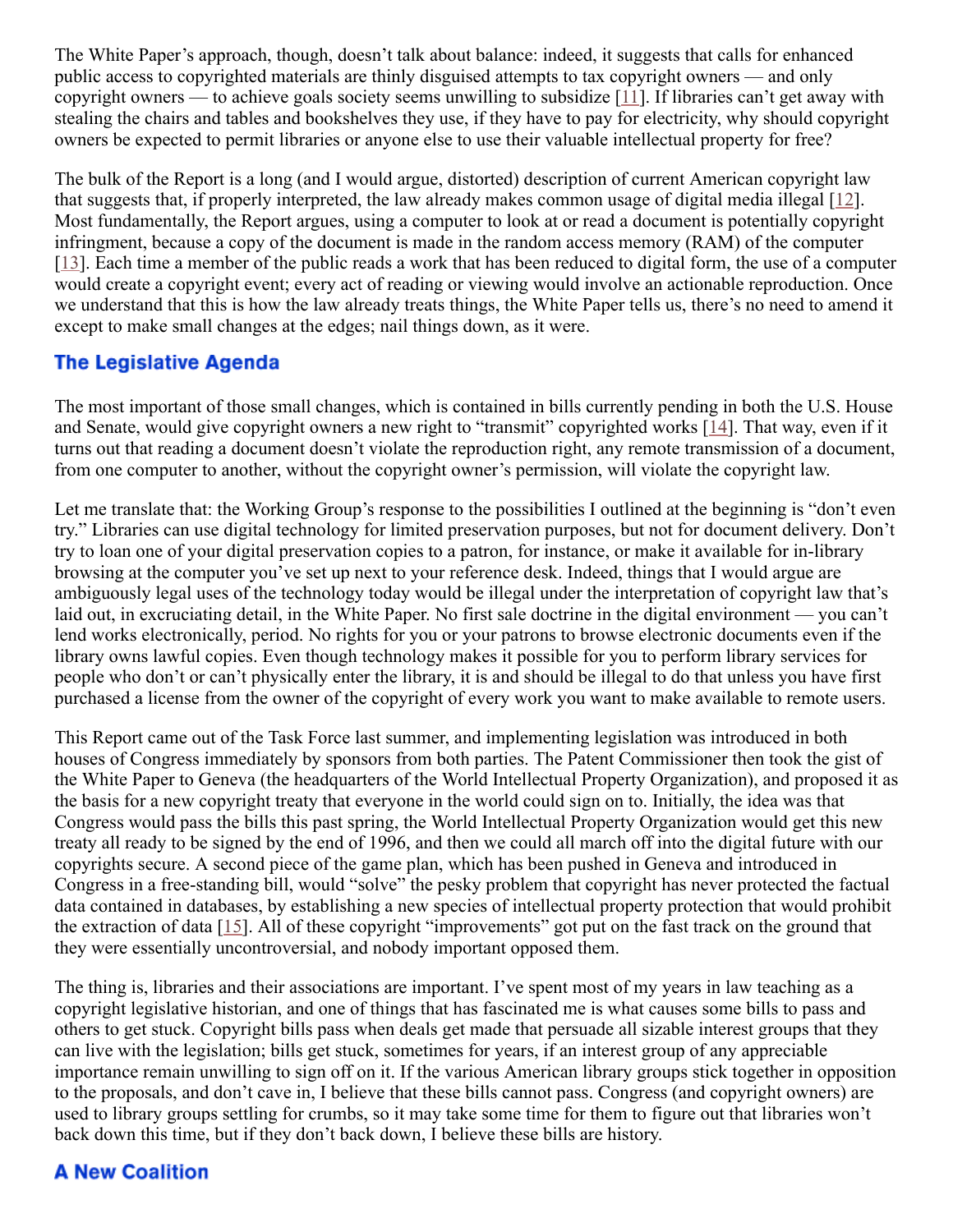The White Paper's approach, though, doesn't talk about balance: indeed, it suggests that calls for enhanced public access to copyrighted materials are thinly disguised attempts to tax copyright owners — and only copyright owners — to achieve goals society seems unwilling to subsidize [11]. If libraries can't get away with stealing the chairs and tables and bookshelves they use, if they have to pay for electricity, why should copyright owners be expected to permit libraries or anyone else to use their valuable intellectual property for free?

The bulk of the Report is a long (and I would argue, distorted) description of current American copyright law that suggests that, if properly interpreted, the law already makes common usage of digital media illegal [12]. Most fundamentally, the Report argues, using a computer to look at or read a document is potentially copyright infringment, because a copy of the document is made in the random access memory (RAM) of the computer [13]. Each time a member of the public reads a work that has been reduced to digital form, the use of a computer would create a copyright event; every act of reading or viewing would involve an actionable reproduction. Once we understand that this is how the law already treats things, the White Paper tells us, there's no need to amend it except to make small changes at the edges; nail things down, as it were.

## The Legislative Agenda

The most important of those small changes, which is contained in bills currently pending in both the U.S. House and Senate, would give copyright owners a new right to "transmit" copyrighted works [14]. That way, even if it turns out that reading a document doesn't violate the reproduction right, any remote transmission of a document, from one computer to another, without the copyright owner's permission, will violate the copyright law.

Let me translate that: the Working Group's response to the possibilities I outlined at the beginning is "don't even try." Libraries can use digital technology for limited preservation purposes, but not for document delivery. Don't try to loan one of your digital preservation copies to a patron, for instance, or make it available for in-library browsing at the computer you've set up next to your reference desk. Indeed, things that I would argue are ambiguously legal uses of the technology today would be illegal under the interpretation of copyright law that's laid out, in excruciating detail, in the White Paper. No first sale doctrine in the digital environment — you can't lend works electronically, period. No rights for you or your patrons to browse electronic documents even if the library owns lawful copies. Even though technology makes it possible for you to perform library services for people who don't or can't physically enter the library, it is and should be illegal to do that unless you have first purchased a license from the owner of the copyright of every work you want to make available to remote users.

This Report came out of the Task Force last summer, and implementing legislation was introduced in both houses of Congress immediately by sponsors from both parties. The Patent Commissioner then took the gist of the White Paper to Geneva (the headquarters of the World Intellectual Property Organization), and proposed it as the basis for a new copyright treaty that everyone in the world could sign on to. Initially, the idea was that Congress would pass the bills this past spring, the World Intellectual Property Organization would get this new treaty all ready to be signed by the end of 1996, and then we could all march off into the digital future with our copyrights secure. A second piece of the game plan, which has been pushed in Geneva and introduced in Congress in a free-standing bill, would "solve" the pesky problem that copyright has never protected the factual data contained in databases, by establishing a new species of intellectual property protection that would prohibit the extraction of data [15]. All of these copyright "improvements" got put on the fast track on the ground that they were essentially uncontroversial, and nobody important opposed them.

The thing is, libraries and their associations are important. I've spent most of my years in law teaching as a copyright legislative historian, and one of things that has fascinated me is what causes some bills to pass and others to get stuck. Copyright bills pass when deals get made that persuade all sizable interest groups that they can live with the legislation; bills get stuck, sometimes for years, if an interest group of any appreciable importance remain unwilling to sign off on it. If the various American library groups stick together in opposition to the proposals, and don't cave in, I believe that these bills cannot pass. Congress (and copyright owners) are used to library groups settling for crumbs, so it may take some time for them to figure out that libraries won't back down this time, but if they don't back down, I believe these bills are history.

## A New Coalition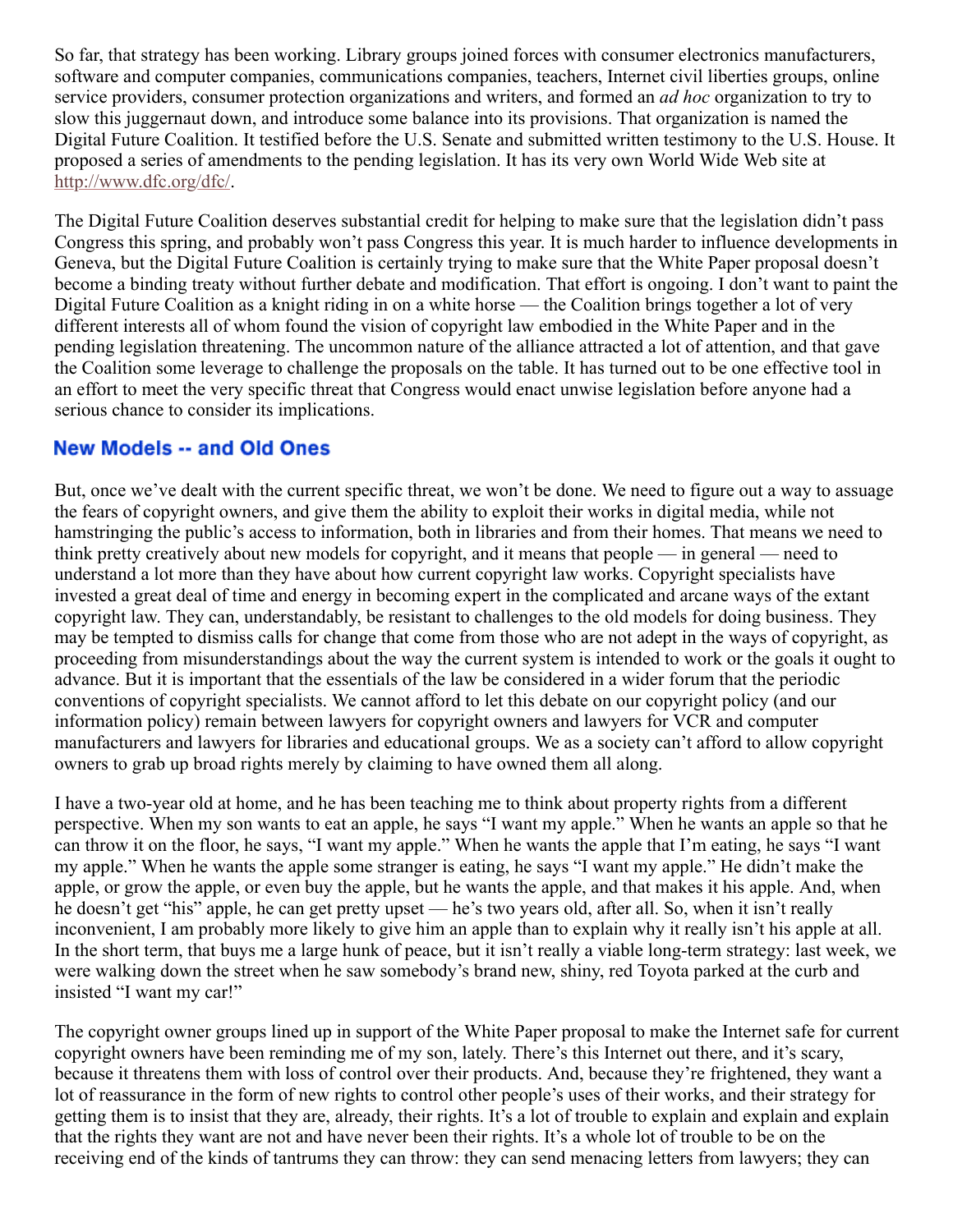So far, that strategy has been working. Library groups joined forces with consumer electronics manufacturers, software and computer companies, communications companies, teachers, Internet civil liberties groups, online service providers, consumer protection organizations and writers, and formed an *ad hoc* organization to try to slow this juggernaut down, and introduce some balance into its provisions. That organization is named the Digital Future Coalition. It testified before the U.S. Senate and submitted written testimony to the U.S. House. It proposed a series of amendments to the pending legislation. It has its very own World Wide Web site at [http://www.dfc.org/dfc/](http://www.dfc.org/dfc/).

The Digital Future Coalition deserves substantial credit for helping to make sure that the legislation didn't pass Congress this spring, and probably won't pass Congress this year. It is much harder to influence developments in Geneva, but the Digital Future Coalition is certainly trying to make sure that the White Paper proposal doesn't become a binding treaty without further debate and modification. That effort is ongoing. I don't want to paint the Digital Future Coalition as a knight riding in on a white horse — the Coalition brings together a lot of very different interests all of whom found the vision of copyright law embodied in the White Paper and in the pending legislation threatening. The uncommon nature of the alliance attracted a lot of attention, and that gave the Coalition some leverage to challenge the proposals on the table. It has turned out to be one effective tool in an effort to meet the very specific threat that Congress would enact unwise legislation before anyone had a serious chance to consider its implications.

## New Models -- and Old Ones

But, once we've dealt with the current specific threat, we won't be done. We need to figure out a way to assuage the fears of copyright owners, and give them the ability to exploit their works in digital media, while not hamstringing the public's access to information, both in libraries and from their homes. That means we need to think pretty creatively about new models for copyright, and it means that people — in general — need to understand a lot more than they have about how current copyright law works. Copyright specialists have invested a great deal of time and energy in becoming expert in the complicated and arcane ways of the extant copyright law. They can, understandably, be resistant to challenges to the old models for doing business. They may be tempted to dismiss calls for change that come from those who are not adept in the ways of copyright, as proceeding from misunderstandings about the way the current system is intended to work or the goals it ought to advance. But it is important that the essentials of the law be considered in a wider forum that the periodic conventions of copyright specialists. We cannot afford to let this debate on our copyright policy (and our information policy) remain between lawyers for copyright owners and lawyers for VCR and computer manufacturers and lawyers for libraries and educational groups. We as a society can't afford to allow copyright owners to grab up broad rights merely by claiming to have owned them all along.

I have a two-year old at home, and he has been teaching me to think about property rights from a different perspective. When my son wants to eat an apple, he says "I want my apple." When he wants an apple so that he can throw it on the floor, he says, "I want my apple." When he wants the apple that I'm eating, he says "I want my apple." When he wants the apple some stranger is eating, he says "I want my apple." He didn't make the apple, or grow the apple, or even buy the apple, but he wants the apple, and that makes it his apple. And, when he doesn't get "his" apple, he can get pretty upset — he's two years old, after all. So, when it isn't really inconvenient, I am probably more likely to give him an apple than to explain why it really isn't his apple at all. In the short term, that buys me a large hunk of peace, but it isn't really a viable long-term strategy: last week, we were walking down the street when he saw somebody's brand new, shiny, red Toyota parked at the curb and insisted "I want my car!"

The copyright owner groups lined up in support of the White Paper proposal to make the Internet safe for current copyright owners have been reminding me of my son, lately. There's this Internet out there, and it's scary, because it threatens them with loss of control over their products. And, because they're frightened, they want a lot of reassurance in the form of new rights to control other people's uses of their works, and their strategy for getting them is to insist that they are, already, their rights. It's a lot of trouble to explain and explain and explain that the rights they want are not and have never been their rights. It's a whole lot of trouble to be on the receiving end of the kinds of tantrums they can throw: they can send menacing letters from lawyers; they can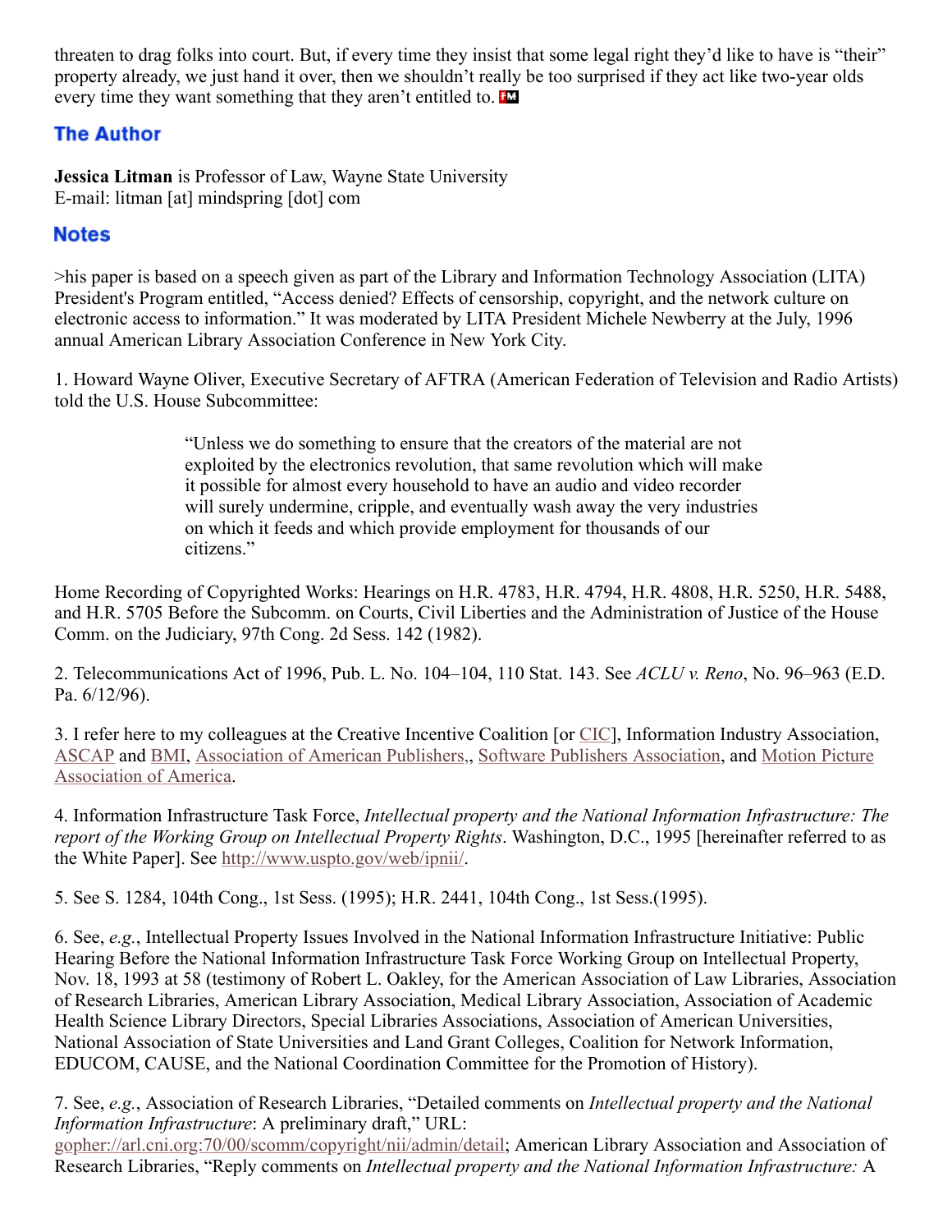threaten to drag folks into court. But, if every time they insist that some legal right they'd like to have is "their" property already, we just hand it over, then we shouldn't really be too surprised if they act like two-year olds every time they want something that they aren't entitled to.

## The Author

**Jessica Litman** is Professor of Law, Wayne State University
E-mail: litman [at] mindspring [dot] com

## Notes

>his paper is based on a speech given as part of the Library and Information Technology Association (LITA) President's Program entitled, "Access denied? Effects of censorship, copyright, and the network culture on electronic access to information." It was moderated by LITA President Michele Newberry at the July, 1996 annual American Library Association Conference in New York City.

1. Howard Wayne Oliver, Executive Secretary of AFTRA (American Federation of Television and Radio Artists) told the U.S. House Subcommittee:

> "Unless we do something to ensure that the creators of the material are not exploited by the electronics revolution, that same revolution which will make it possible for almost every household to have an audio and video recorder will surely undermine, cripple, and eventually wash away the very industries on which it feeds and which provide employment for thousands of our citizens."

Home Recording of Copyrighted Works: Hearings on H.R. 4783, H.R. 4794, H.R. 4808, H.R. 5250, H.R. 5488, and H.R. 5705 Before the Subcomm. on Courts, Civil Liberties and the Administration of Justice of the House Comm. on the Judiciary, 97th Cong. 2d Sess. 142 (1982).

2. Telecommunications Act of 1996, Pub. L. No. 104–104, 110 Stat. 143. See *ACLU v. Reno*, No. 96–963 (E.D. Pa. 6/12/96).

3. I refer here to my colleagues at the Creative Incentive Coalition [or CIC], Information Industry Association, ASCAP and BMI, Association of American Publishers,, Software Publishers Association, and Motion Picture Association of America.

4. Information Infrastructure Task Force, *Intellectual property and the National Information Infrastructure: The report of the Working Group on Intellectual Property Rights*. Washington, D.C., 1995 [hereinafter referred to as the White Paper]. See http://www.uspto.gov/web/ipnii/.

5. See S. 1284, 104th Cong., 1st Sess. (1995); H.R. 2441, 104th Cong., 1st Sess.(1995).

6. See, *e.g.*, Intellectual Property Issues Involved in the National Information Infrastructure Initiative: Public Hearing Before the National Information Infrastructure Task Force Working Group on Intellectual Property, Nov. 18, 1993 at 58 (testimony of Robert L. Oakley, for the American Association of Law Libraries, Association of Research Libraries, American Library Association, Medical Library Association, Association of Academic Health Science Library Directors, Special Libraries Associations, Association of American Universities, National Association of State Universities and Land Grant Colleges, Coalition for Network Information, EDUCOM, CAUSE, and the National Coordination Committee for the Promotion of History).

7. See, *e.g.*, Association of Research Libraries, "Detailed comments on *Intellectual property and the National Information Infrastructure*: A preliminary draft," URL: gopher://arl.cni.org:70/00/scomm/copyright/nii/admin/detail; American Library Association and Association of Research Libraries, "Reply comments on *Intellectual property and the National Information Infrastructure:* A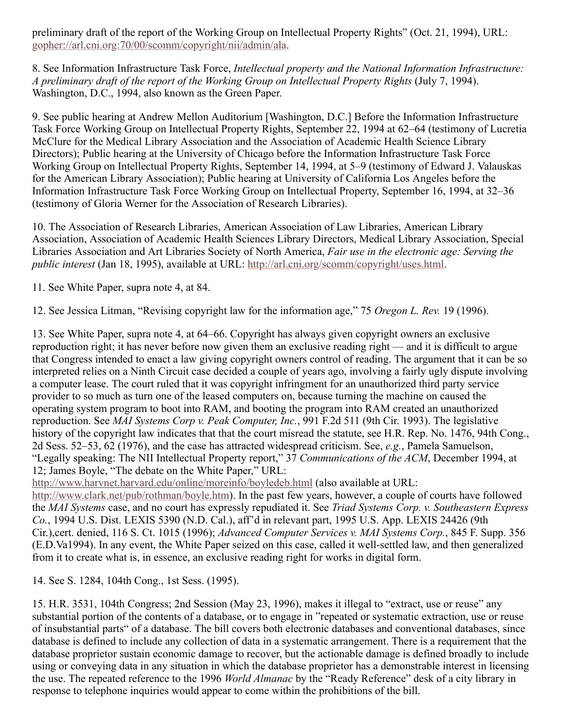preliminary draft of the report of the Working Group on Intellectual Property Rights" (Oct. 21, 1994), URL: gopher://arl.cni.org:70/00/scomm/copyright/nii/admin/ala.

8. See Information Infrastructure Task Force, *Intellectual property and the National Information Infrastructure: A preliminary draft of the report of the Working Group on Intellectual Property Rights* (July 7, 1994). Washington, D.C., 1994, also known as the Green Paper.

9. See public hearing at Andrew Mellon Auditorium [Washington, D.C.] Before the Information Infrastructure Task Force Working Group on Intellectual Property Rights, September 22, 1994 at 62–64 (testimony of Lucretia McClure for the Medical Library Association and the Association of Academic Health Science Library Directors); Public hearing at the University of Chicago before the Information Infrastructure Task Force Working Group on Intellectual Property Rights, September 14, 1994, at 5–9 (testimony of Edward J. Valauskas for the American Library Association); Public hearing at University of California Los Angeles before the Information Infrastructure Task Force Working Group on Intellectual Property, September 16, 1994, at 32–36 (testimony of Gloria Werner for the Association of Research Libraries).

10. The Association of Research Libraries, American Association of Law Libraries, American Library Association, Association of Academic Health Sciences Library Directors, Medical Library Association, Special Libraries Association and Art Libraries Society of North America, *Fair use in the electronic age: Serving the public interest* (Jan 18, 1995), available at URL: http://arl.cni.org/scomm/copyright/uses.html.

11. See White Paper, supra note 4, at 84.

12. See Jessica Litman, "Revising copyright law for the information age," 75 *Oregon L. Rev.* 19 (1996).

13. See White Paper, supra note 4, at 64–66. Copyright has always given copyright owners an exclusive reproduction right; it has never before now given them an exclusive reading right — and it is difficult to argue that Congress intended to enact a law giving copyright owners control of reading. The argument that it can be so interpreted relies on a Ninth Circuit case decided a couple of years ago, involving a fairly ugly dispute involving a computer lease. The court ruled that it was copyright infringment for an unauthorized third party service provider to so much as turn one of the leased computers on, because turning the machine on caused the operating system program to boot into RAM, and booting the program into RAM created an unauthorized reproduction. See *MAI Systems Corp v. Peak Computer, Inc.*, 991 F.2d 511 (9th Cir. 1993). The legislative history of the copyright law indicates that that the court misread the statute, see H.R. Rep. No. 1476, 94th Cong., 2d Sess. 52–53, 62 (1976), and the case has attracted widespread criticism. See, *e.g.*, Pamela Samuelson, "Legally speaking: The NII Intellectual Property report," 37 *Communications of the ACM*, December 1994, at 12; James Boyle, "The debate on the White Paper," URL: http://www.harvnet.harvard.edu/online/moreinfo/boyledeb.html (also available at URL: http://www.clark.net/pub/rothman/boyle.htm). In the past few years, however, a couple of courts have followed the *MAI Systems* case, and no court has expressly repudiated it. See *Triad Systems Corp. v. Southeastern Express Co.*, 1994 U.S. Dist. LEXIS 5390 (N.D. Cal.), aff'd in relevant part, 1995 U.S. App. LEXIS 24426 (9th Cir.),cert. denied, 116 S. Ct. 1015 (1996); *Advanced Computer Services v. MAI Systems Corp.*, 845 F. Supp. 356 (E.D.Va1994). In any event, the White Paper seized on this case, called it well-settled law, and then generalized from it to create what is, in essence, an exclusive reading right for works in digital form.

14. See S. 1284, 104th Cong., 1st Sess. (1995).

15. H.R. 3531, 104th Congress; 2nd Session (May 23, 1996), makes it illegal to "extract, use or reuse" any substantial portion of the contents of a database, or to engage in "repeated or systematic extraction, use or reuse of insubstantial parts" of a database. The bill covers both electronic databases and conventional databases, since database is defined to include any collection of data in a systematic arrangement. There is a requirement that the database proprietor sustain economic damage to recover, but the actionable damage is defined broadly to include using or conveying data in any situation in which the database proprietor has a demonstrable interest in licensing the use. The repeated reference to the 1996 *World Almanac* by the "Ready Reference" desk of a city library in response to telephone inquiries would appear to come within the prohibitions of the bill.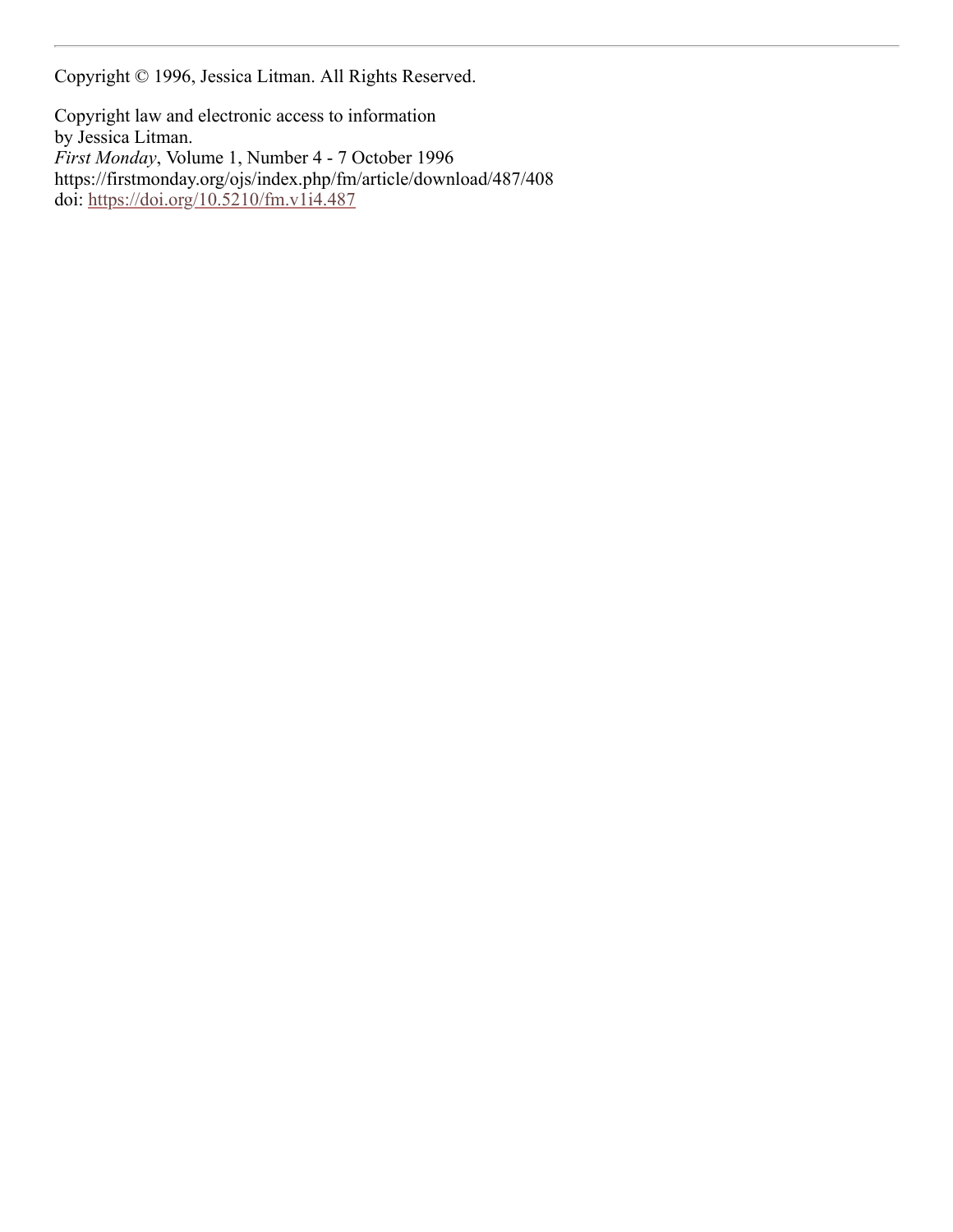---

Copyright © 1996, Jessica Litman. All Rights Reserved.

Copyright law and electronic access to information
by Jessica Litman.
*First Monday*, Volume 1, Number 4 - 7 October 1996
https://firstmonday.org/ojs/index.php/fm/article/download/487/408
doi: https://doi.org/10.5210/fm.v1i4.487